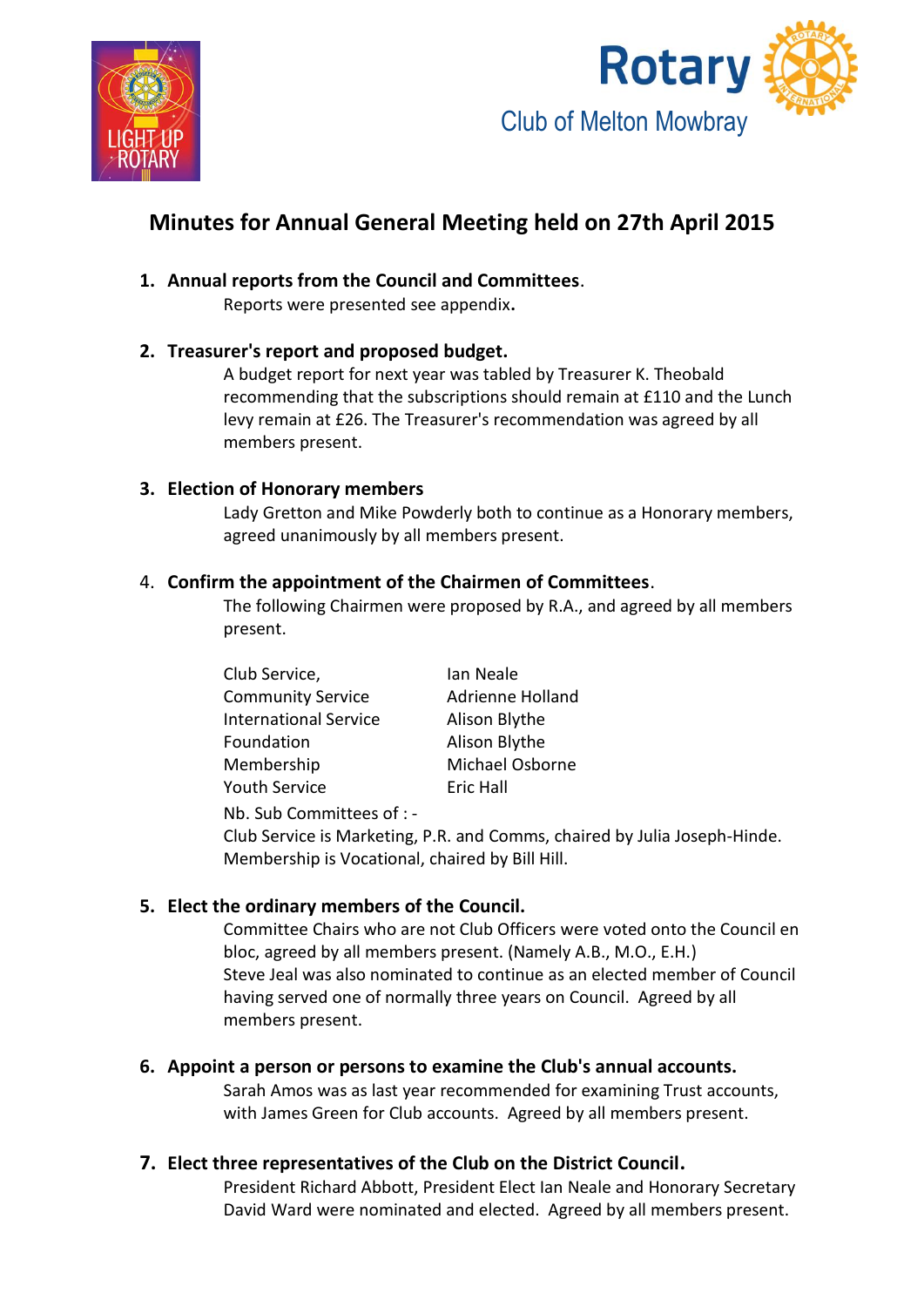Rotary Club of Melton Mowbray

# Minutes for Annual General Meeting held on 27th April 2015

1. **Annual reports from the Council and Committees**.
   Reports were presented see appendix**.**

2. **Treasurer's report and proposed budget.**
   A budget report for next year was tabled by Treasurer K. Theobald recommending that the subscriptions should remain at £110 and the Lunch levy remain at £26. The Treasurer's recommendation was agreed by all members present.

3. **Election of Honorary members**
   Lady Gretton and Mike Powderly both to continue as a Honorary members, agreed unanimously by all members present.

4. **Confirm the appointment of the Chairmen of Committees**.
   The following Chairmen were proposed by R.A., and agreed by all members present.

| | |
|---|---|
| Club Service, | Ian Neale |
| Community Service | Adrienne Holland |
| International Service | Alison Blythe |
| Foundation | Alison Blythe |
| Membership | Michael Osborne |
| Youth Service | Eric Hall |

   Nb. Sub Committees of : -
   Club Service is Marketing, P.R. and Comms, chaired by Julia Joseph-Hinde.
   Membership is Vocational, chaired by Bill Hill.

5. **Elect the ordinary members of the Council.**
   Committee Chairs who are not Club Officers were voted onto the Council en bloc, agreed by all members present. (Namely A.B., M.O., E.H.)
   Steve Jeal was also nominated to continue as an elected member of Council having served one of normally three years on Council. Agreed by all members present.

6. **Appoint a person or persons to examine the Club's annual accounts.**
   Sarah Amos was as last year recommended for examining Trust accounts, with James Green for Club accounts. Agreed by all members present.

7. **Elect three representatives of the Club on the District Council.**
   President Richard Abbott, President Elect Ian Neale and Honorary Secretary David Ward were nominated and elected. Agreed by all members present.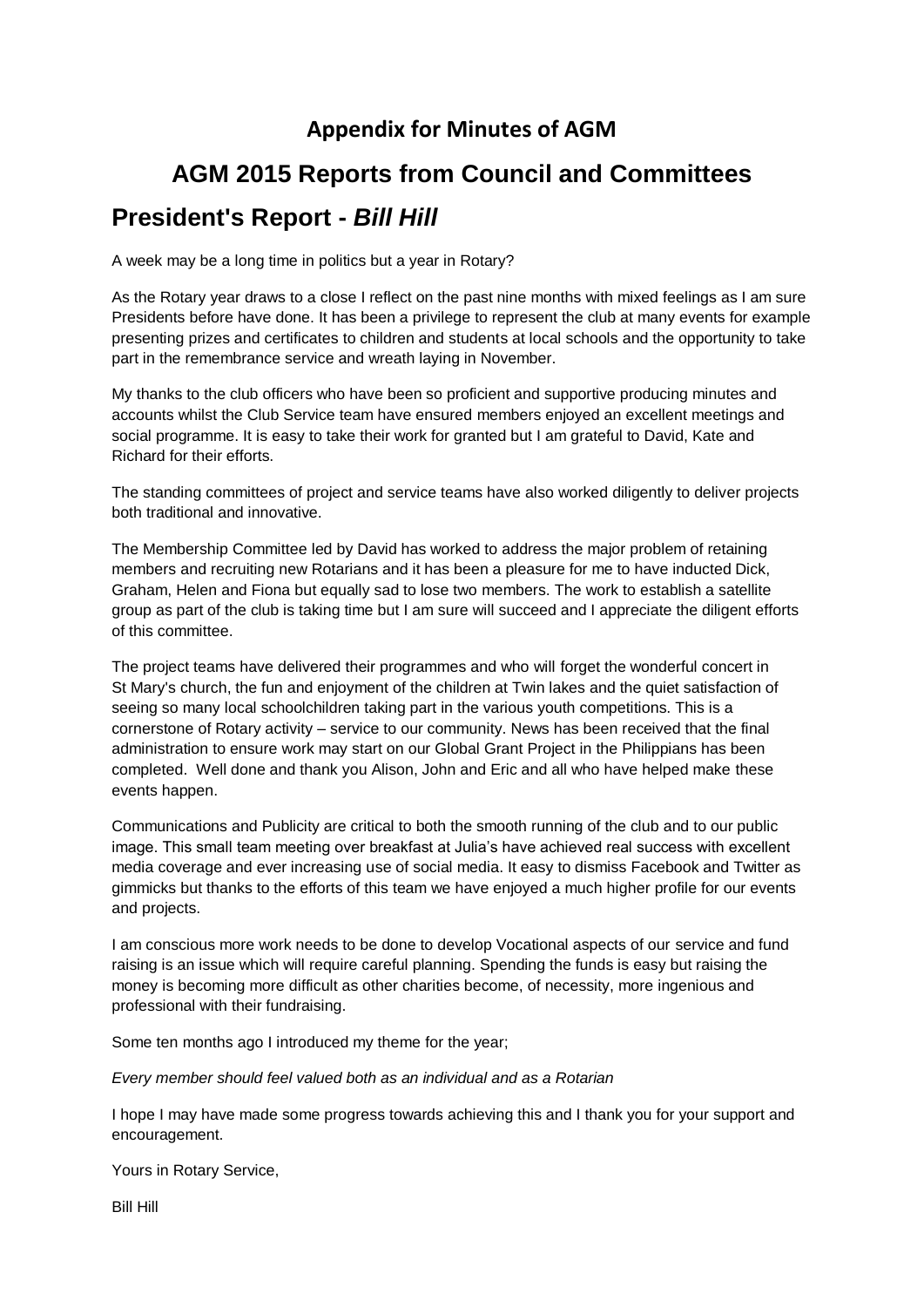# Appendix for Minutes of AGM

# AGM 2015 Reports from Council and Committees

## President's Report - *Bill Hill*

A week may be a long time in politics but a year in Rotary?

As the Rotary year draws to a close I reflect on the past nine months with mixed feelings as I am sure Presidents before have done. It has been a privilege to represent the club at many events for example presenting prizes and certificates to children and students at local schools and the opportunity to take part in the remembrance service and wreath laying in November.

My thanks to the club officers who have been so proficient and supportive producing minutes and accounts whilst the Club Service team have ensured members enjoyed an excellent meetings and social programme. It is easy to take their work for granted but I am grateful to David, Kate and Richard for their efforts.

The standing committees of project and service teams have also worked diligently to deliver projects both traditional and innovative.

The Membership Committee led by David has worked to address the major problem of retaining members and recruiting new Rotarians and it has been a pleasure for me to have inducted Dick, Graham, Helen and Fiona but equally sad to lose two members. The work to establish a satellite group as part of the club is taking time but I am sure will succeed and I appreciate the diligent efforts of this committee.

The project teams have delivered their programmes and who will forget the wonderful concert in St Mary's church, the fun and enjoyment of the children at Twin lakes and the quiet satisfaction of seeing so many local schoolchildren taking part in the various youth competitions. This is a cornerstone of Rotary activity – service to our community. News has been received that the final administration to ensure work may start on our Global Grant Project in the Philippians has been completed. Well done and thank you Alison, John and Eric and all who have helped make these events happen.

Communications and Publicity are critical to both the smooth running of the club and to our public image. This small team meeting over breakfast at Julia's have achieved real success with excellent media coverage and ever increasing use of social media. It easy to dismiss Facebook and Twitter as gimmicks but thanks to the efforts of this team we have enjoyed a much higher profile for our events and projects.

I am conscious more work needs to be done to develop Vocational aspects of our service and fund raising is an issue which will require careful planning. Spending the funds is easy but raising the money is becoming more difficult as other charities become, of necessity, more ingenious and professional with their fundraising.

Some ten months ago I introduced my theme for the year;

*Every member should feel valued both as an individual and as a Rotarian*

I hope I may have made some progress towards achieving this and I thank you for your support and encouragement.

Yours in Rotary Service,

Bill Hill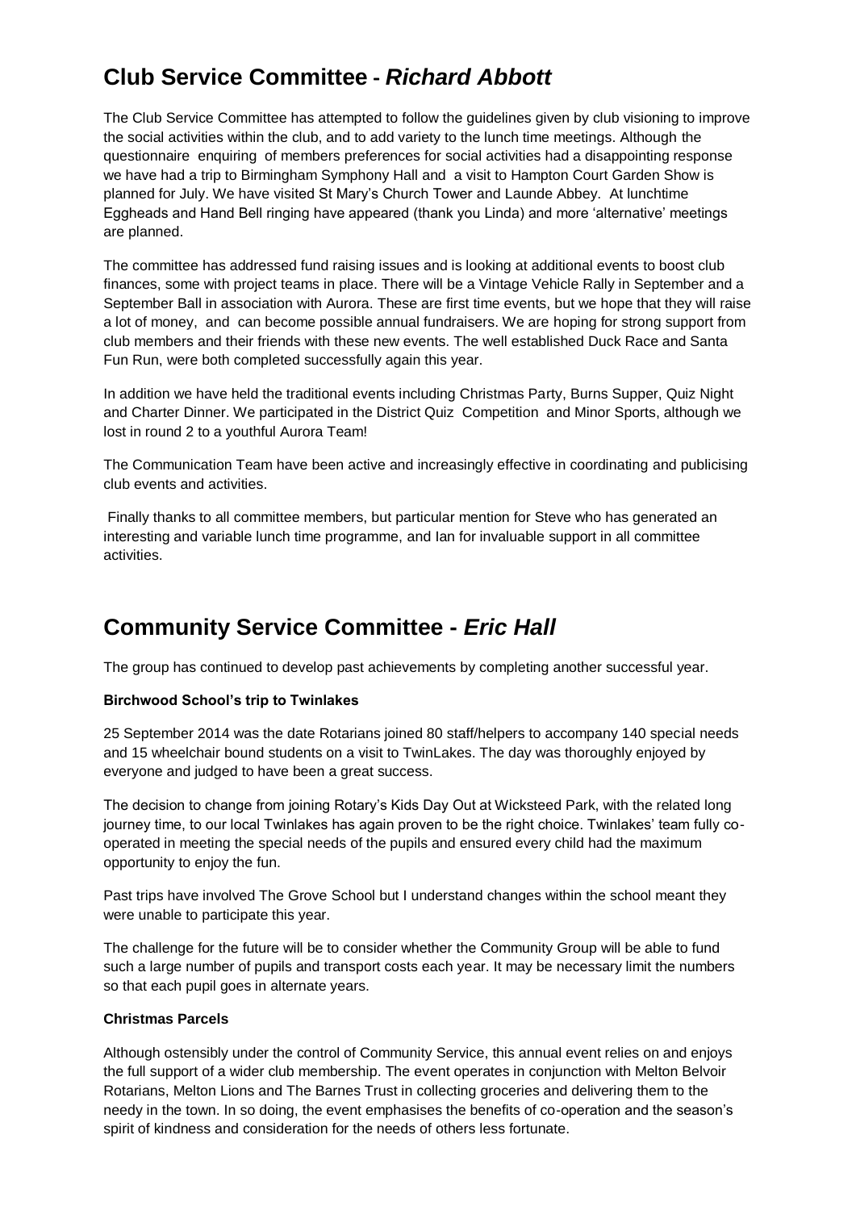# Club Service Committee - *Richard Abbott*

The Club Service Committee has attempted to follow the guidelines given by club visioning to improve the social activities within the club, and to add variety to the lunch time meetings. Although the questionnaire enquiring of members preferences for social activities had a disappointing response we have had a trip to Birmingham Symphony Hall and a visit to Hampton Court Garden Show is planned for July. We have visited St Mary's Church Tower and Launde Abbey. At lunchtime Eggheads and Hand Bell ringing have appeared (thank you Linda) and more 'alternative' meetings are planned.

The committee has addressed fund raising issues and is looking at additional events to boost club finances, some with project teams in place. There will be a Vintage Vehicle Rally in September and a September Ball in association with Aurora. These are first time events, but we hope that they will raise a lot of money, and can become possible annual fundraisers. We are hoping for strong support from club members and their friends with these new events. The well established Duck Race and Santa Fun Run, were both completed successfully again this year.

In addition we have held the traditional events including Christmas Party, Burns Supper, Quiz Night and Charter Dinner. We participated in the District Quiz Competition and Minor Sports, although we lost in round 2 to a youthful Aurora Team!

The Communication Team have been active and increasingly effective in coordinating and publicising club events and activities.

Finally thanks to all committee members, but particular mention for Steve who has generated an interesting and variable lunch time programme, and Ian for invaluable support in all committee activities.

# Community Service Committee - *Eric Hall*

The group has continued to develop past achievements by completing another successful year.

**Birchwood School's trip to Twinlakes**

25 September 2014 was the date Rotarians joined 80 staff/helpers to accompany 140 special needs and 15 wheelchair bound students on a visit to TwinLakes. The day was thoroughly enjoyed by everyone and judged to have been a great success.

The decision to change from joining Rotary's Kids Day Out at Wicksteed Park, with the related long journey time, to our local Twinlakes has again proven to be the right choice. Twinlakes' team fully co-operated in meeting the special needs of the pupils and ensured every child had the maximum opportunity to enjoy the fun.

Past trips have involved The Grove School but I understand changes within the school meant they were unable to participate this year.

The challenge for the future will be to consider whether the Community Group will be able to fund such a large number of pupils and transport costs each year. It may be necessary limit the numbers so that each pupil goes in alternate years.

**Christmas Parcels**

Although ostensibly under the control of Community Service, this annual event relies on and enjoys the full support of a wider club membership. The event operates in conjunction with Melton Belvoir Rotarians, Melton Lions and The Barnes Trust in collecting groceries and delivering them to the needy in the town. In so doing, the event emphasises the benefits of co-operation and the season's spirit of kindness and consideration for the needs of others less fortunate.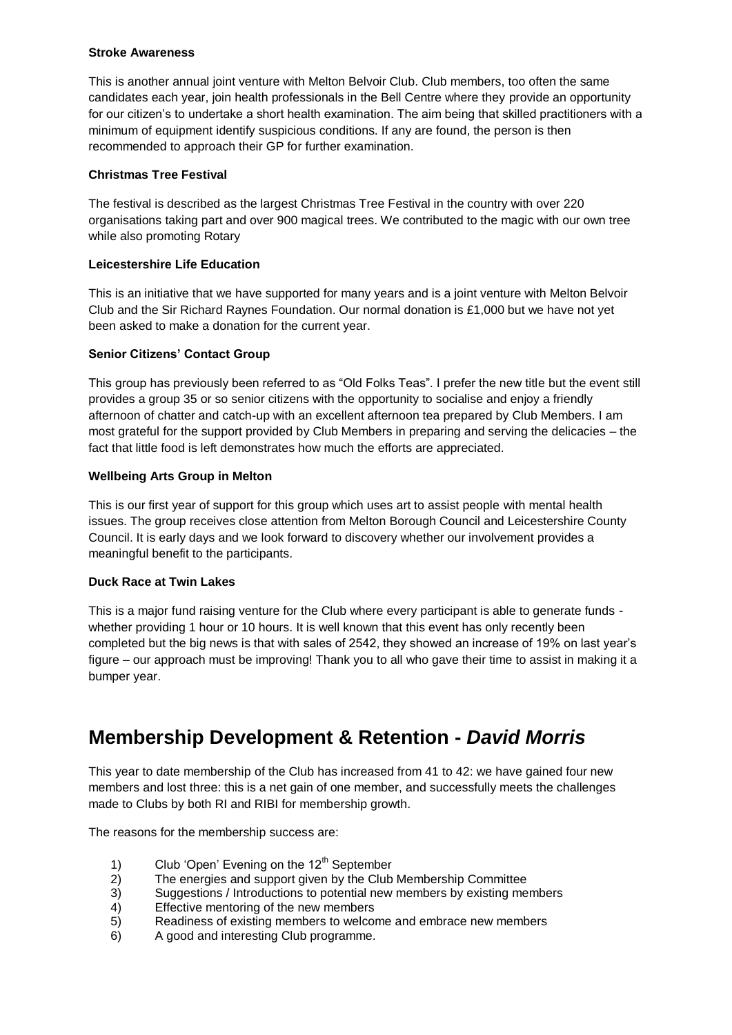**Stroke Awareness**

This is another annual joint venture with Melton Belvoir Club. Club members, too often the same candidates each year, join health professionals in the Bell Centre where they provide an opportunity for our citizen's to undertake a short health examination. The aim being that skilled practitioners with a minimum of equipment identify suspicious conditions. If any are found, the person is then recommended to approach their GP for further examination.

**Christmas Tree Festival**

The festival is described as the largest Christmas Tree Festival in the country with over 220 organisations taking part and over 900 magical trees. We contributed to the magic with our own tree while also promoting Rotary

**Leicestershire Life Education**

This is an initiative that we have supported for many years and is a joint venture with Melton Belvoir Club and the Sir Richard Raynes Foundation. Our normal donation is £1,000 but we have not yet been asked to make a donation for the current year.

**Senior Citizens' Contact Group**

This group has previously been referred to as "Old Folks Teas". I prefer the new title but the event still provides a group 35 or so senior citizens with the opportunity to socialise and enjoy a friendly afternoon of chatter and catch-up with an excellent afternoon tea prepared by Club Members. I am most grateful for the support provided by Club Members in preparing and serving the delicacies – the fact that little food is left demonstrates how much the efforts are appreciated.

**Wellbeing Arts Group in Melton**

This is our first year of support for this group which uses art to assist people with mental health issues. The group receives close attention from Melton Borough Council and Leicestershire County Council. It is early days and we look forward to discovery whether our involvement provides a meaningful benefit to the participants.

**Duck Race at Twin Lakes**

This is a major fund raising venture for the Club where every participant is able to generate funds - whether providing 1 hour or 10 hours. It is well known that this event has only recently been completed but the big news is that with sales of 2542, they showed an increase of 19% on last year's figure – our approach must be improving! Thank you to all who gave their time to assist in making it a bumper year.

## Membership Development & Retention - *David Morris*

This year to date membership of the Club has increased from 41 to 42: we have gained four new members and lost three: this is a net gain of one member, and successfully meets the challenges made to Clubs by both RI and RIBI for membership growth.

The reasons for the membership success are:

1) Club 'Open' Evening on the 12th September
2) The energies and support given by the Club Membership Committee
3) Suggestions / Introductions to potential new members by existing members
4) Effective mentoring of the new members
5) Readiness of existing members to welcome and embrace new members
6) A good and interesting Club programme.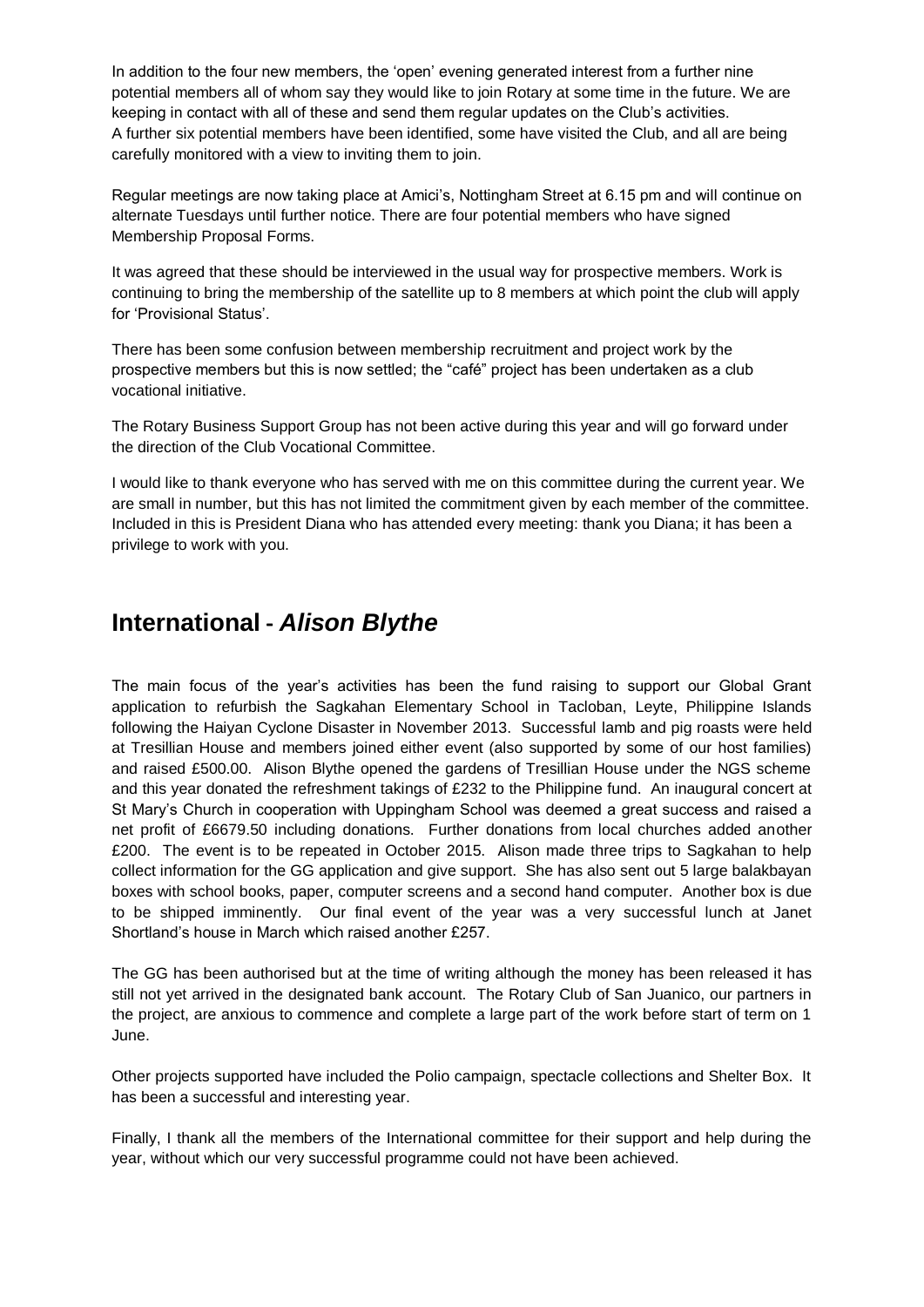In addition to the four new members, the 'open' evening generated interest from a further nine potential members all of whom say they would like to join Rotary at some time in the future. We are keeping in contact with all of these and send them regular updates on the Club's activities. A further six potential members have been identified, some have visited the Club, and all are being carefully monitored with a view to inviting them to join.

Regular meetings are now taking place at Amici's, Nottingham Street at 6.15 pm and will continue on alternate Tuesdays until further notice. There are four potential members who have signed Membership Proposal Forms.

It was agreed that these should be interviewed in the usual way for prospective members. Work is continuing to bring the membership of the satellite up to 8 members at which point the club will apply for 'Provisional Status'.

There has been some confusion between membership recruitment and project work by the prospective members but this is now settled; the "café" project has been undertaken as a club vocational initiative.

The Rotary Business Support Group has not been active during this year and will go forward under the direction of the Club Vocational Committee.

I would like to thank everyone who has served with me on this committee during the current year. We are small in number, but this has not limited the commitment given by each member of the committee. Included in this is President Diana who has attended every meeting: thank you Diana; it has been a privilege to work with you.

## International - *Alison Blythe*

The main focus of the year's activities has been the fund raising to support our Global Grant application to refurbish the Sagkahan Elementary School in Tacloban, Leyte, Philippine Islands following the Haiyan Cyclone Disaster in November 2013. Successful lamb and pig roasts were held at Tresillian House and members joined either event (also supported by some of our host families) and raised £500.00. Alison Blythe opened the gardens of Tresillian House under the NGS scheme and this year donated the refreshment takings of £232 to the Philippine fund. An inaugural concert at St Mary's Church in cooperation with Uppingham School was deemed a great success and raised a net profit of £6679.50 including donations. Further donations from local churches added another £200. The event is to be repeated in October 2015. Alison made three trips to Sagkahan to help collect information for the GG application and give support. She has also sent out 5 large balakbayan boxes with school books, paper, computer screens and a second hand computer. Another box is due to be shipped imminently. Our final event of the year was a very successful lunch at Janet Shortland's house in March which raised another £257.

The GG has been authorised but at the time of writing although the money has been released it has still not yet arrived in the designated bank account. The Rotary Club of San Juanico, our partners in the project, are anxious to commence and complete a large part of the work before start of term on 1 June.

Other projects supported have included the Polio campaign, spectacle collections and Shelter Box. It has been a successful and interesting year.

Finally, I thank all the members of the International committee for their support and help during the year, without which our very successful programme could not have been achieved.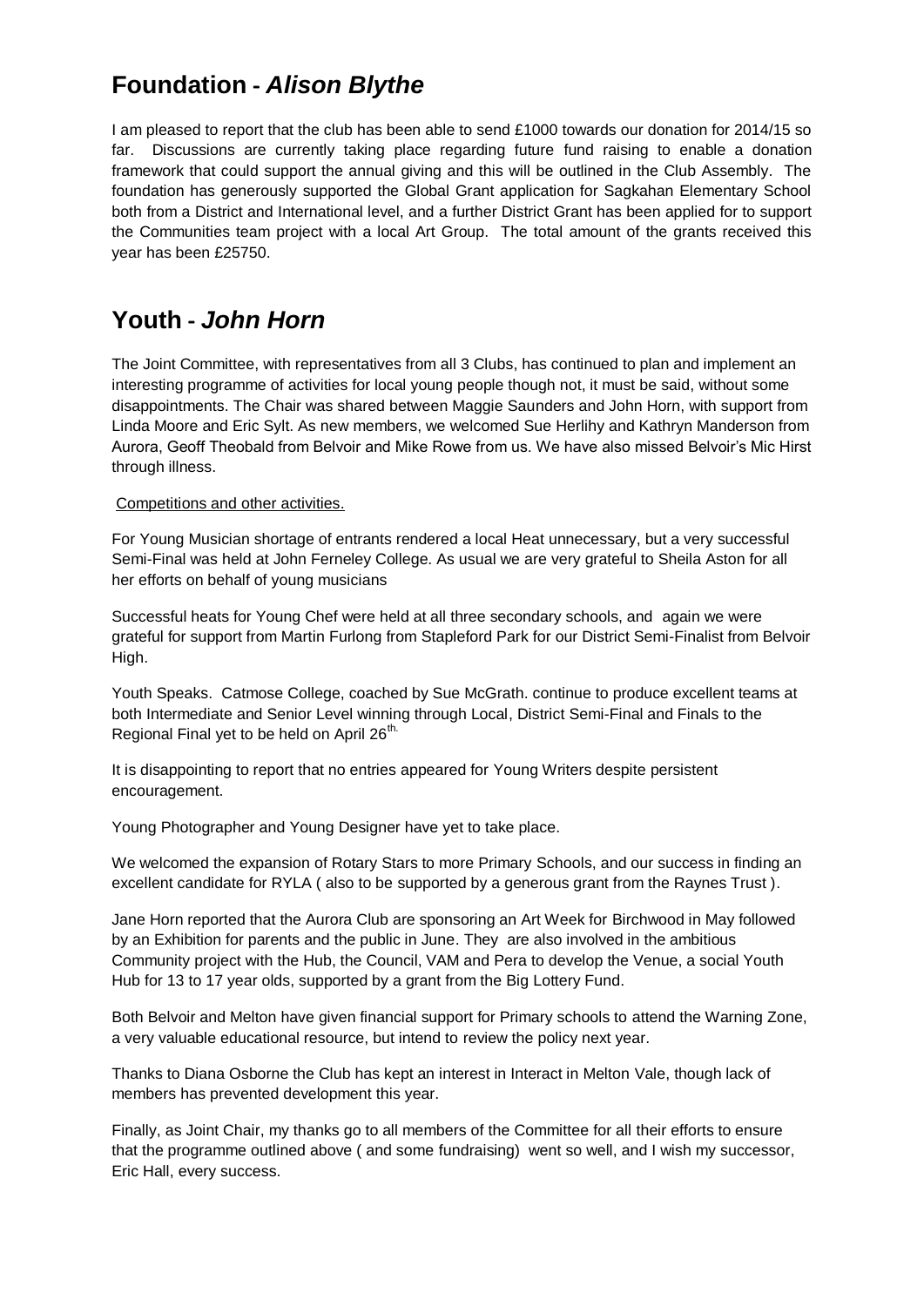## Foundation - *Alison Blythe*

I am pleased to report that the club has been able to send £1000 towards our donation for 2014/15 so far. Discussions are currently taking place regarding future fund raising to enable a donation framework that could support the annual giving and this will be outlined in the Club Assembly. The foundation has generously supported the Global Grant application for Sagkahan Elementary School both from a District and International level, and a further District Grant has been applied for to support the Communities team project with a local Art Group. The total amount of the grants received this year has been £25750.

## Youth - *John Horn*

The Joint Committee, with representatives from all 3 Clubs, has continued to plan and implement an interesting programme of activities for local young people though not, it must be said, without some disappointments. The Chair was shared between Maggie Saunders and John Horn, with support from Linda Moore and Eric Sylt. As new members, we welcomed Sue Herlihy and Kathryn Manderson from Aurora, Geoff Theobald from Belvoir and Mike Rowe from us. We have also missed Belvoir's Mic Hirst through illness.

Competitions and other activities.

For Young Musician shortage of entrants rendered a local Heat unnecessary, but a very successful Semi-Final was held at John Ferneley College. As usual we are very grateful to Sheila Aston for all her efforts on behalf of young musicians

Successful heats for Young Chef were held at all three secondary schools, and again we were grateful for support from Martin Furlong from Stapleford Park for our District Semi-Finalist from Belvoir High.

Youth Speaks. Catmose College, coached by Sue McGrath. continue to produce excellent teams at both Intermediate and Senior Level winning through Local, District Semi-Final and Finals to the Regional Final yet to be held on April 26th.

It is disappointing to report that no entries appeared for Young Writers despite persistent encouragement.

Young Photographer and Young Designer have yet to take place.

We welcomed the expansion of Rotary Stars to more Primary Schools, and our success in finding an excellent candidate for RYLA ( also to be supported by a generous grant from the Raynes Trust ).

Jane Horn reported that the Aurora Club are sponsoring an Art Week for Birchwood in May followed by an Exhibition for parents and the public in June. They are also involved in the ambitious Community project with the Hub, the Council, VAM and Pera to develop the Venue, a social Youth Hub for 13 to 17 year olds, supported by a grant from the Big Lottery Fund.

Both Belvoir and Melton have given financial support for Primary schools to attend the Warning Zone, a very valuable educational resource, but intend to review the policy next year.

Thanks to Diana Osborne the Club has kept an interest in Interact in Melton Vale, though lack of members has prevented development this year.

Finally, as Joint Chair, my thanks go to all members of the Committee for all their efforts to ensure that the programme outlined above ( and some fundraising) went so well, and I wish my successor, Eric Hall, every success.